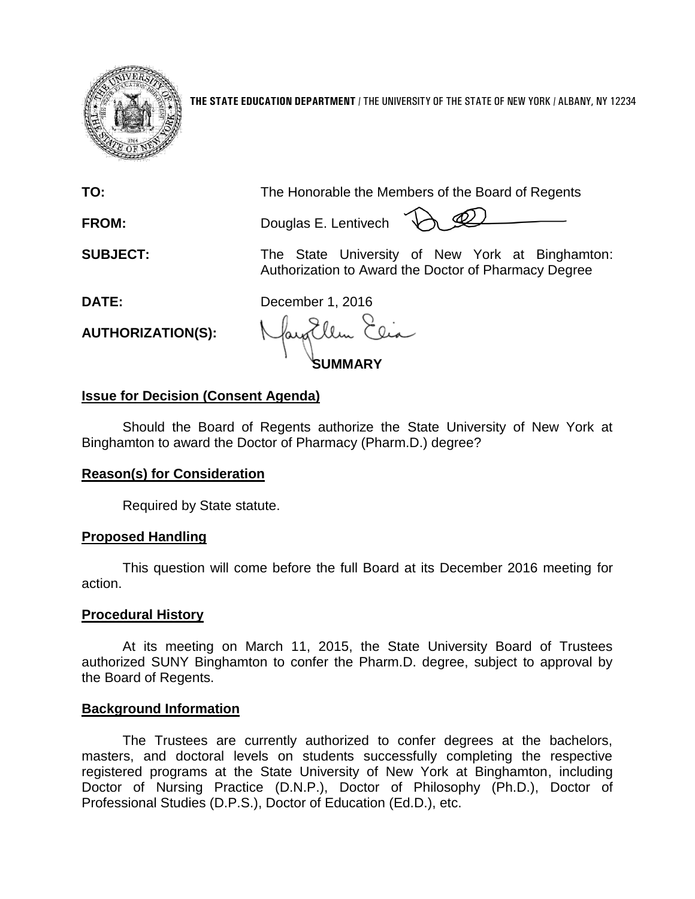**THE STATE EDUCATION DEPARTMENT** / THE UNIVERSITY OF THE STATE OF NEW YORK / ALBANY, NY 12234

**TO:** The Honorable the Members of the Board of Regents

**FROM:** Douglas E. Lentivech

**SUBJECT:** The State University of New York at Binghamton: Authorization to Award the Doctor of Pharmacy Degree

**DATE:** December 1, 2016

**AUTHORIZATION(S):**

## SUMMARY

### Issue for Decision (Consent Agenda)

Should the Board of Regents authorize the State University of New York at Binghamton to award the Doctor of Pharmacy (Pharm.D.) degree?

### Reason(s) for Consideration

Required by State statute.

### Proposed Handling

This question will come before the full Board at its December 2016 meeting for action.

### Procedural History

At its meeting on March 11, 2015, the State University Board of Trustees authorized SUNY Binghamton to confer the Pharm.D. degree, subject to approval by the Board of Regents.

### Background Information

The Trustees are currently authorized to confer degrees at the bachelors, masters, and doctoral levels on students successfully completing the respective registered programs at the State University of New York at Binghamton, including Doctor of Nursing Practice (D.N.P.), Doctor of Philosophy (Ph.D.), Doctor of Professional Studies (D.P.S.), Doctor of Education (Ed.D.), etc.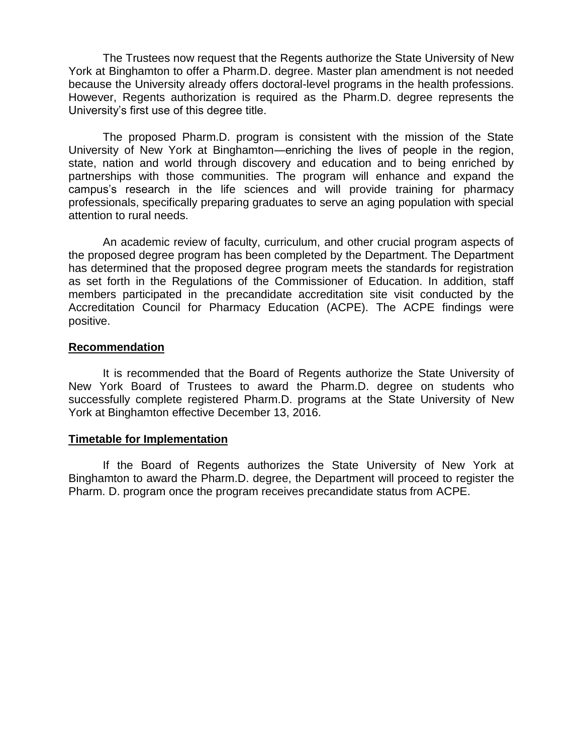The Trustees now request that the Regents authorize the State University of New York at Binghamton to offer a Pharm.D. degree. Master plan amendment is not needed because the University already offers doctoral-level programs in the health professions. However, Regents authorization is required as the Pharm.D. degree represents the University's first use of this degree title.

The proposed Pharm.D. program is consistent with the mission of the State University of New York at Binghamton—enriching the lives of people in the region, state, nation and world through discovery and education and to being enriched by partnerships with those communities. The program will enhance and expand the campus's research in the life sciences and will provide training for pharmacy professionals, specifically preparing graduates to serve an aging population with special attention to rural needs.

An academic review of faculty, curriculum, and other crucial program aspects of the proposed degree program has been completed by the Department. The Department has determined that the proposed degree program meets the standards for registration as set forth in the Regulations of the Commissioner of Education. In addition, staff members participated in the precandidate accreditation site visit conducted by the Accreditation Council for Pharmacy Education (ACPE). The ACPE findings were positive.

## Recommendation

It is recommended that the Board of Regents authorize the State University of New York Board of Trustees to award the Pharm.D. degree on students who successfully complete registered Pharm.D. programs at the State University of New York at Binghamton effective December 13, 2016.

## Timetable for Implementation

If the Board of Regents authorizes the State University of New York at Binghamton to award the Pharm.D. degree, the Department will proceed to register the Pharm. D. program once the program receives precandidate status from ACPE.